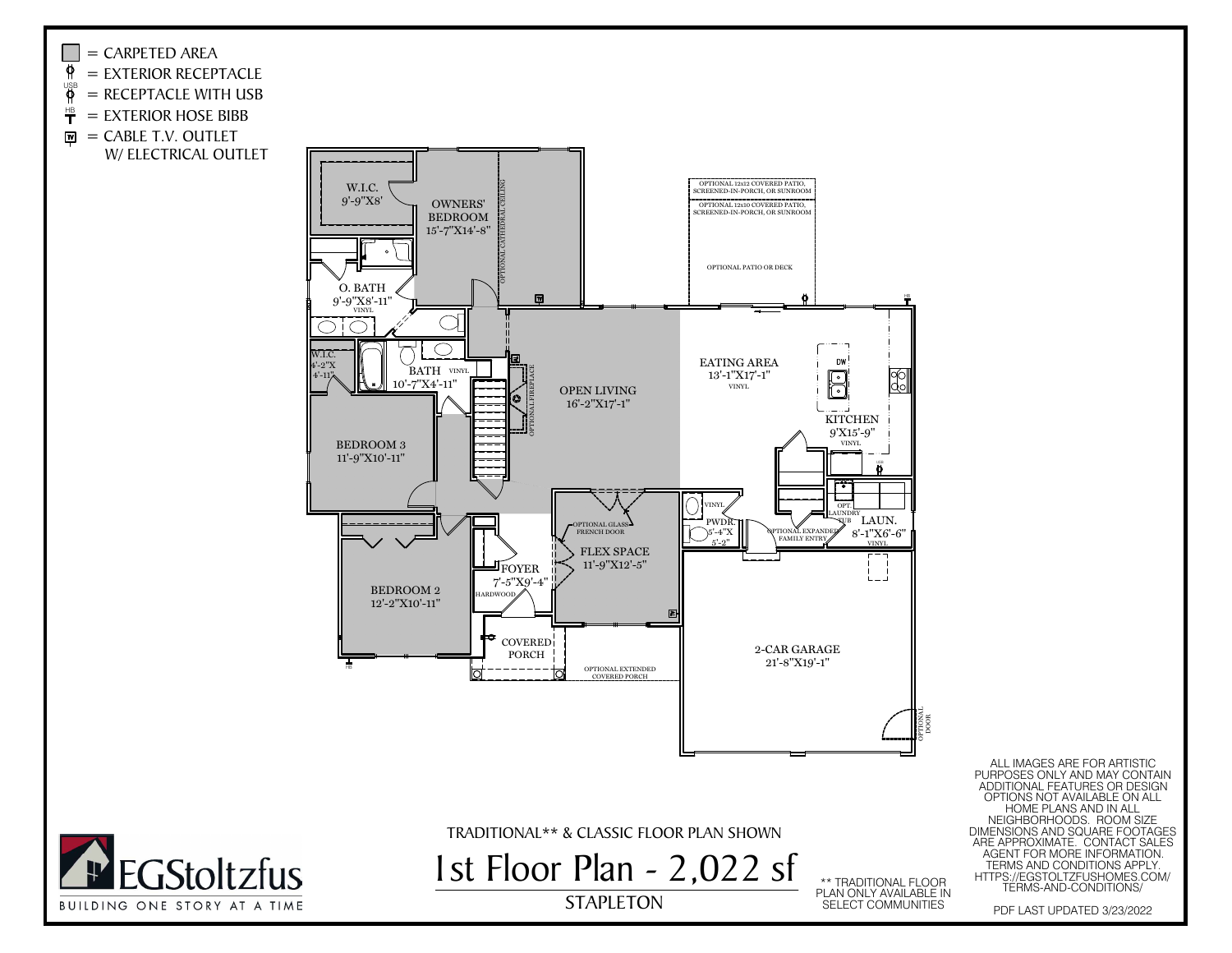= CARPETED AREA
= EXTERIOR RECEPTACLE
= RECEPTACLE WITH USB
= EXTERIOR HOSE BIBB
= CABLE T.V. OUTLET W/ ELECTRICAL OUTLET

W.I.C. 9'-9"X8'

OWNERS' BEDROOM 15'-7"X14'-8"

OPTIONAL CATHEDRAL CEILING

O. BATH 9'-9"X8'-11" VINYL

W.I.C. 4'-2"X 4'-11"

BATH 10'-7"X4'-11" VINYL

BEDROOM 3 11'-9"X10'-11"

BEDROOM 2 12'-2"X10'-11"

OPTIONAL FIREPLACE

OPEN LIVING 16'-2"X17'-1"

OPTIONAL 12x12 COVERED PATIO, SCREENED-IN-PORCH, OR SUNROOM

OPTIONAL 12x10 COVERED PATIO, SCREENED-IN-PORCH, OR SUNROOM

OPTIONAL PATIO OR DECK

EATING AREA 13'-1"X17'-1" VINYL

DW

KITCHEN 9'X15'-9" VINYL

OPT LAUNDRY TUB

LAUN. 8'-1"X6'-6" VINYL

PWDR. 5'-4"X 5'-2" VINYL

OPTIONAL EXPANDED FAMILY ENTRY

OPTIONAL GLASS FRENCH DOOR

FLEX SPACE 11'-9"X12'-5"

FOYER 7'-5"X9'-4" HARDWOOD

COVERED PORCH

OPTIONAL EXTENDED COVERED PORCH

2-CAR GARAGE 21'-8"X19'-1"

OPTIONAL DOOR

TRADITIONAL** & CLASSIC FLOOR PLAN SHOWN

# 1st Floor Plan - 2,022 sf

STAPLETON

** TRADITIONAL FLOOR PLAN ONLY AVAILABLE IN SELECT COMMUNITIES

ALL IMAGES ARE FOR ARTISTIC PURPOSES ONLY AND MAY CONTAIN ADDITIONAL FEATURES OR DESIGN OPTIONS NOT AVAILABLE ON ALL HOME PLANS AND IN ALL NEIGHBORHOODS. ROOM SIZE DIMENSIONS AND SQUARE FOOTAGES ARE APPROXIMATE. CONTACT SALES AGENT FOR MORE INFORMATION. TERMS AND CONDITIONS APPLY. HTTPS://EGSTOLTZFUSHOMES.COM/TERMS-AND-CONDITIONS/

PDF LAST UPDATED 3/23/2022

EGStoltzfus
BUILDING ONE STORY AT A TIME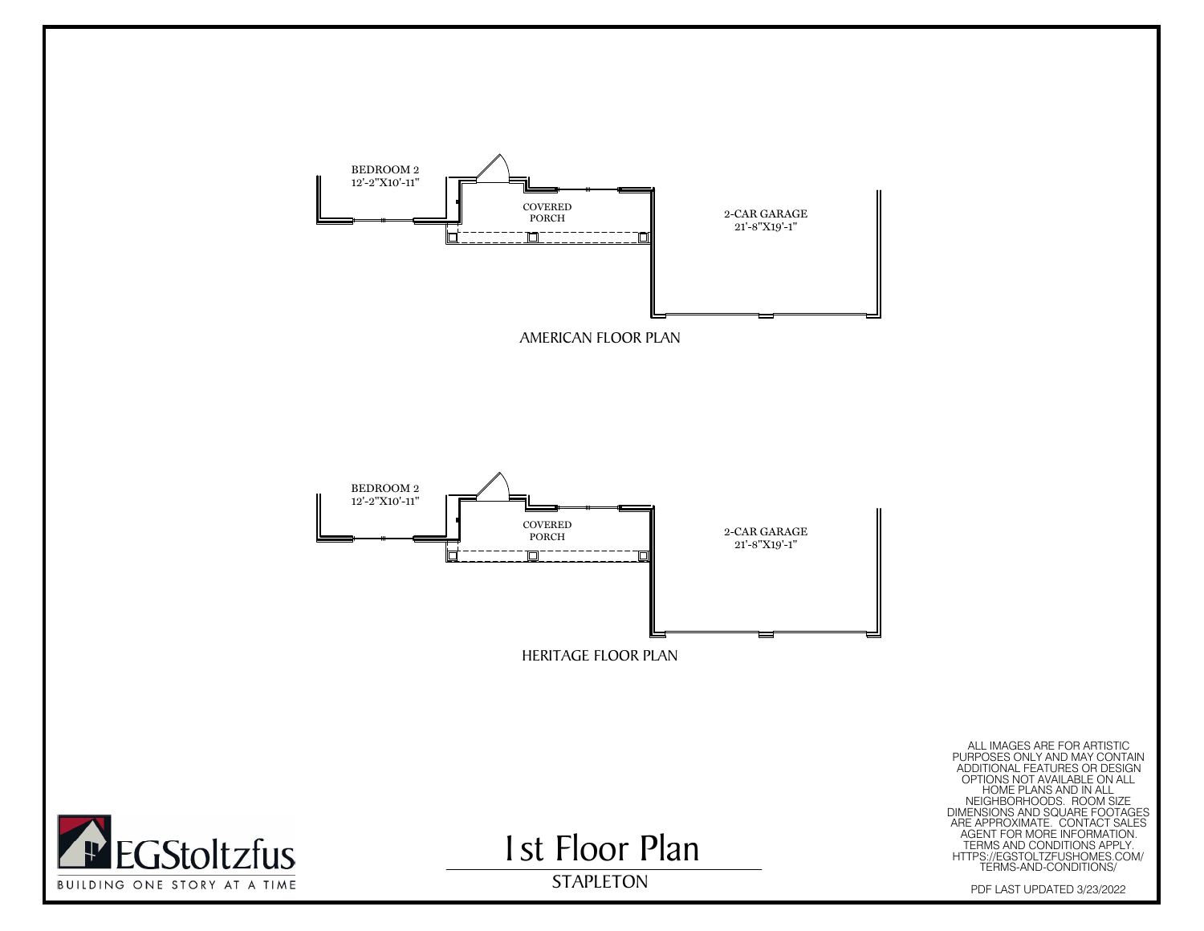BEDROOM 2
12'-2"X10'-11"

COVERED
PORCH

2-CAR GARAGE
21'-8"X19'-1"

AMERICAN FLOOR PLAN

BEDROOM 2
12'-2"X10'-11"

COVERED
PORCH

2-CAR GARAGE
21'-8"X19'-1"

HERITAGE FLOOR PLAN

ALL IMAGES ARE FOR ARTISTIC PURPOSES ONLY AND MAY CONTAIN ADDITIONAL FEATURES OR DESIGN OPTIONS NOT AVAILABLE ON ALL HOME PLANS AND IN ALL NEIGHBORHOODS. ROOM SIZE DIMENSIONS AND SQUARE FOOTAGES ARE APPROXIMATE. CONTACT SALES AGENT FOR MORE INFORMATION. TERMS AND CONDITIONS APPLY. HTTPS://EGSTOLTZFUSHOMES.COM/TERMS-AND-CONDITIONS/

EGStoltzfus
BUILDING ONE STORY AT A TIME

# 1st Floor Plan

STAPLETON

PDF LAST UPDATED 3/23/2022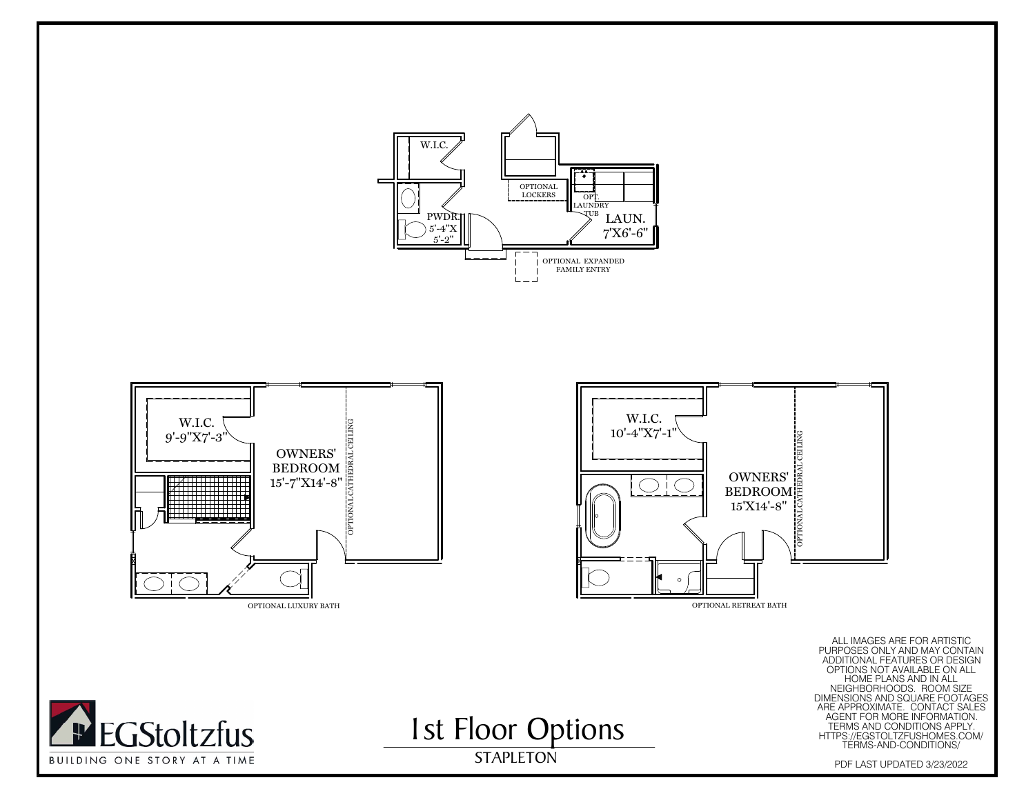W.I.C.

PWDR.
5'-4"X
5'-2"

OPTIONAL
LOCKERS

OPT.
LAUNDRY
TUB

LAUN.
7'X6'-6"

OPTIONAL EXPANDED
FAMILY ENTRY

W.I.C.
9'-9"X7'-3"

OWNERS'
BEDROOM
15'-7"X14'-8"

OPTIONAL CATHEDRAL CEILING

OPTIONAL LUXURY BATH

W.I.C.
10'-4"X7'-1"

OWNERS'
BEDROOM
15'X14'-8"

OPTIONAL CATHEDRAL CEILING

OPTIONAL RETREAT BATH

ALL IMAGES ARE FOR ARTISTIC PURPOSES ONLY AND MAY CONTAIN ADDITIONAL FEATURES OR DESIGN OPTIONS NOT AVAILABLE ON ALL HOME PLANS AND IN ALL NEIGHBORHOODS. ROOM SIZE DIMENSIONS AND SQUARE FOOTAGES ARE APPROXIMATE. CONTACT SALES AGENT FOR MORE INFORMATION. TERMS AND CONDITIONS APPLY. HTTPS://EGSTOLTZFUSHOMES.COM/TERMS-AND-CONDITIONS/

EGStoltzfus
BUILDING ONE STORY AT A TIME

# 1st Floor Options

STAPLETON

PDF LAST UPDATED 3/23/2022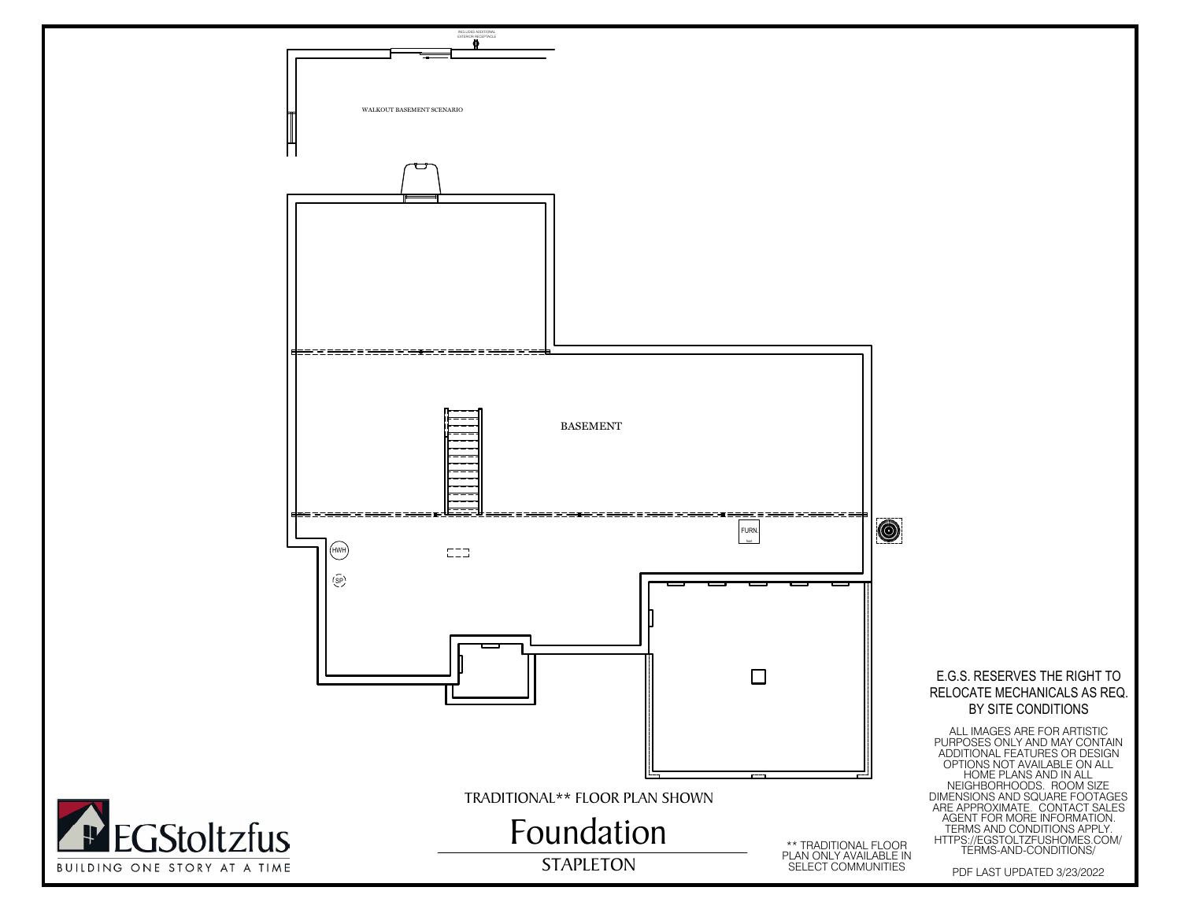INCLUDES ADDITIONAL EXTERIOR RECEPTACLE

WALKOUT BASEMENT SCENARIO

BASEMENT

HWH

SP

FURN.

E.G.S. RESERVES THE RIGHT TO RELOCATE MECHANICALS AS REQ. BY SITE CONDITIONS

ALL IMAGES ARE FOR ARTISTIC PURPOSES ONLY AND MAY CONTAIN ADDITIONAL FEATURES OR DESIGN OPTIONS NOT AVAILABLE ON ALL HOME PLANS AND IN ALL NEIGHBORHOODS. ROOM SIZE DIMENSIONS AND SQUARE FOOTAGES ARE APPROXIMATE. CONTACT SALES AGENT FOR MORE INFORMATION. TERMS AND CONDITIONS APPLY. HTTPS://EGSTOLTZFUSHOMES.COM/TERMS-AND-CONDITIONS/

TRADITIONAL** FLOOR PLAN SHOWN

# Foundation

STAPLETON

** TRADITIONAL FLOOR PLAN ONLY AVAILABLE IN SELECT COMMUNITIES

EGStoltzfus

BUILDING ONE STORY AT A TIME

PDF LAST UPDATED 3/23/2022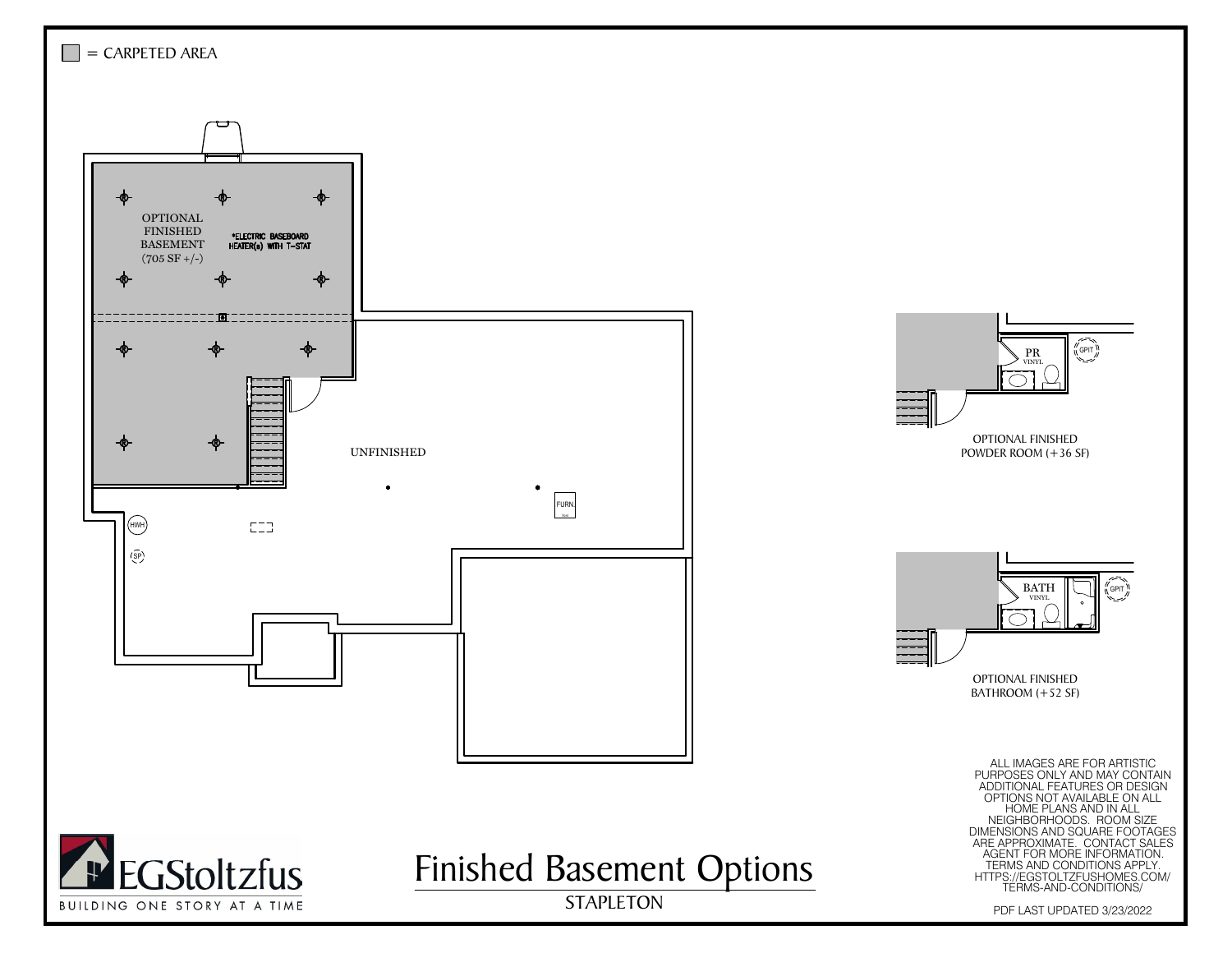■ = CARPETED AREA

OPTIONAL FINISHED BASEMENT (705 SF +/-)

*ELECTRIC BASEBOARD HEATER(s) WITH T-STAT

UNFINISHED

FURN.

HWH

SP

PR VINYL

GPIT

OPTIONAL FINISHED POWDER ROOM (+36 SF)

BATH VINYL

GPIT

OPTIONAL FINISHED BATHROOM (+52 SF)

ALL IMAGES ARE FOR ARTISTIC PURPOSES ONLY AND MAY CONTAIN ADDITIONAL FEATURES OR DESIGN OPTIONS NOT AVAILABLE ON ALL HOME PLANS AND IN ALL NEIGHBORHOODS. ROOM SIZE DIMENSIONS AND SQUARE FOOTAGES ARE APPROXIMATE. CONTACT SALES AGENT FOR MORE INFORMATION. TERMS AND CONDITIONS APPLY. HTTPS://EGSTOLTZFUSHOMES.COM/TERMS-AND-CONDITIONS/

EGStoltzfus

BUILDING ONE STORY AT A TIME

# Finished Basement Options

STAPLETON

PDF LAST UPDATED 3/23/2022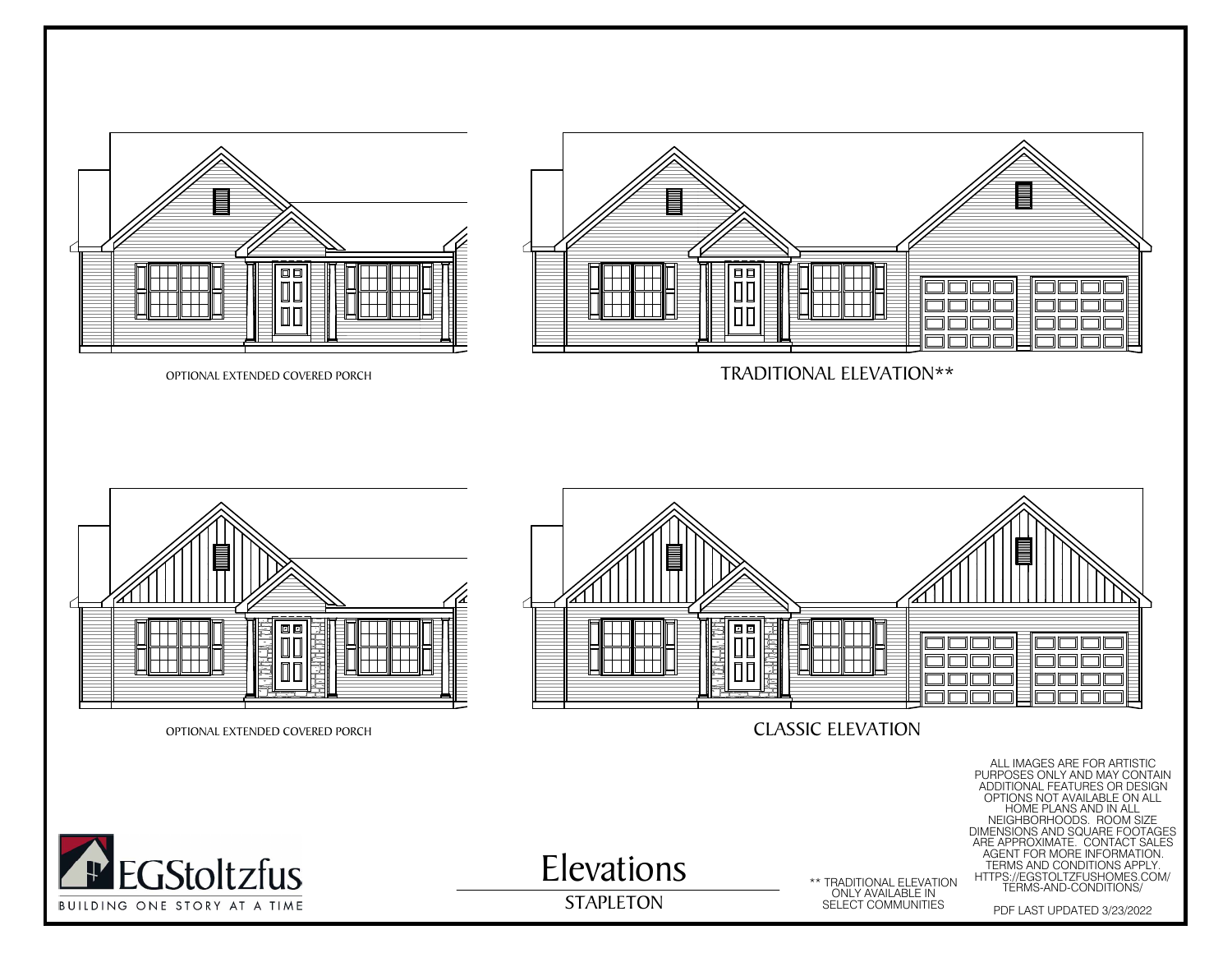OPTIONAL EXTENDED COVERED PORCH

TRADITIONAL ELEVATION**

OPTIONAL EXTENDED COVERED PORCH

CLASSIC ELEVATION

ALL IMAGES ARE FOR ARTISTIC PURPOSES ONLY AND MAY CONTAIN ADDITIONAL FEATURES OR DESIGN OPTIONS NOT AVAILABLE ON ALL HOME PLANS AND IN ALL NEIGHBORHOODS. ROOM SIZE DIMENSIONS AND SQUARE FOOTAGES ARE APPROXIMATE. CONTACT SALES AGENT FOR MORE INFORMATION. TERMS AND CONDITIONS APPLY. HTTPS://EGSTOLTZFUSHOMES.COM/TERMS-AND-CONDITIONS/

EGStoltzfus

BUILDING ONE STORY AT A TIME

# Elevations

STAPLETON

** TRADITIONAL ELEVATION ONLY AVAILABLE IN SELECT COMMUNITIES

PDF LAST UPDATED 3/23/2022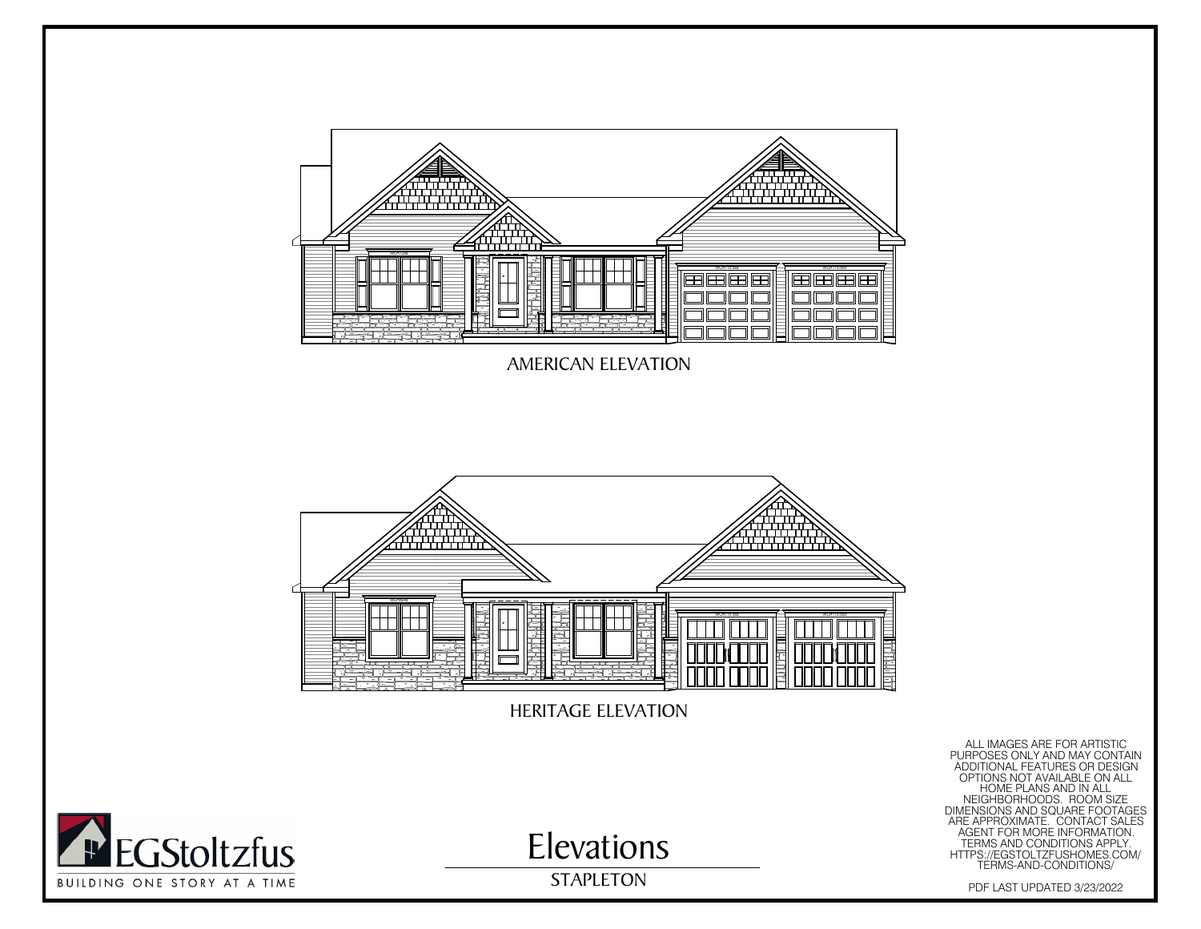AMERICAN ELEVATION

HERITAGE ELEVATION

ALL IMAGES ARE FOR ARTISTIC PURPOSES ONLY AND MAY CONTAIN ADDITIONAL FEATURES OR DESIGN OPTIONS NOT AVAILABLE ON ALL HOME PLANS AND IN ALL NEIGHBORHOODS. ROOM SIZE DIMENSIONS AND SQUARE FOOTAGES ARE APPROXIMATE. CONTACT SALES AGENT FOR MORE INFORMATION. TERMS AND CONDITIONS APPLY. HTTPS://EGSTOLTZFUSHOMES.COM/TERMS-AND-CONDITIONS/

EGStoltzfus

BUILDING ONE STORY AT A TIME

# Elevations

STAPLETON

PDF LAST UPDATED 3/23/2022